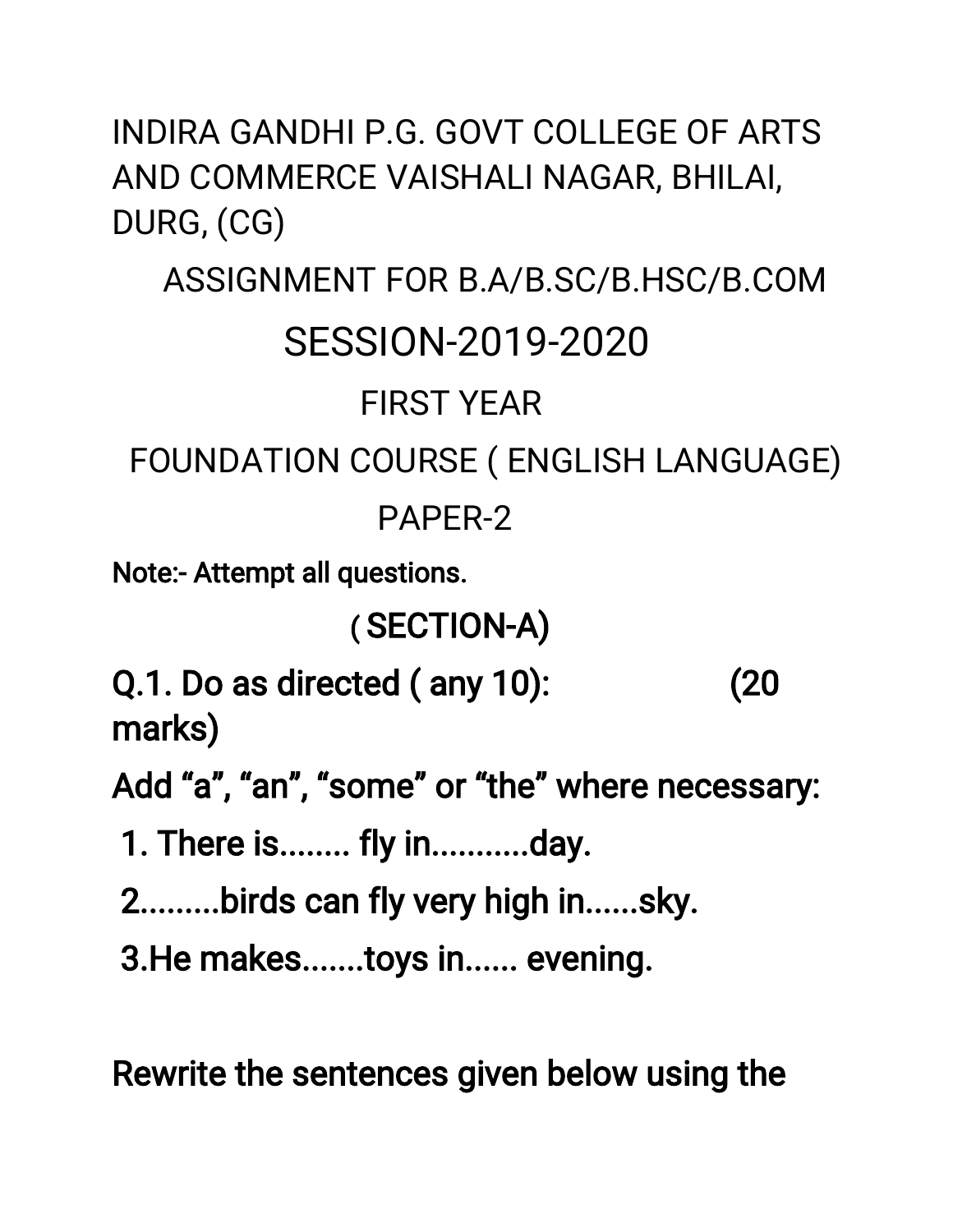# INDIRA GANDHI P.G. GOVT COLLEGE OF ARTS AND COMMERCE VAISHALI NAGAR, BHILAI, DURG, (CG)

## ASSIGNMENT FOR B.A/B.SC/B.HSC/B.COM

## SESSION-2019-2020

### FIRST YEAR

### FOUNDATION COURSE ( ENGLISH LANGUAGE)

### PAPER-2

Note:- Attempt all questions.

### ( SECTION-A)

**Q.1. Do as directed ( any 10): (20 marks)**

**Add “a”, “an”, “some” or “the” where necessary:**

1. There is........ fly in...........day.
2. .........birds can fly very high in......sky.
3. He makes.......toys in...... evening.

**Rewrite the sentences given below using the**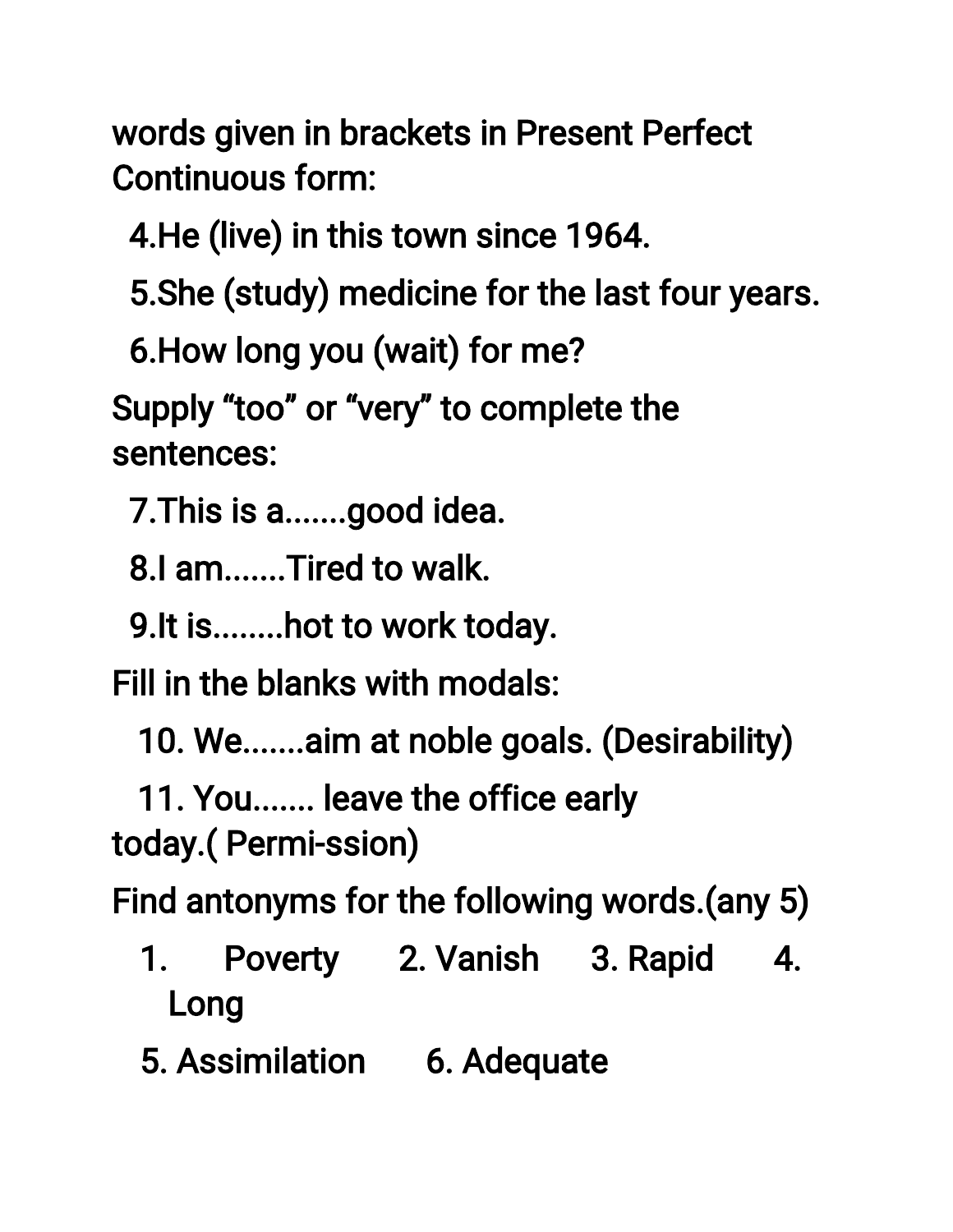words given in brackets in Present Perfect Continuous form:

4.He (live) in this town since 1964.

5.She (study) medicine for the last four years.

6.How long you (wait) for me?

Supply “too” or “very” to complete the sentences:

7.This is a.......good idea.

8.I am.......Tired to walk.

9.It is........hot to work today.

Fill in the blanks with modals:

10. We.......aim at noble goals. (Desirability)

11. You....... leave the office early today.( Permi-ssion)

Find antonyms for the following words.(any 5)

1. Poverty 2. Vanish 3. Rapid 4. Long

5. Assimilation 6. Adequate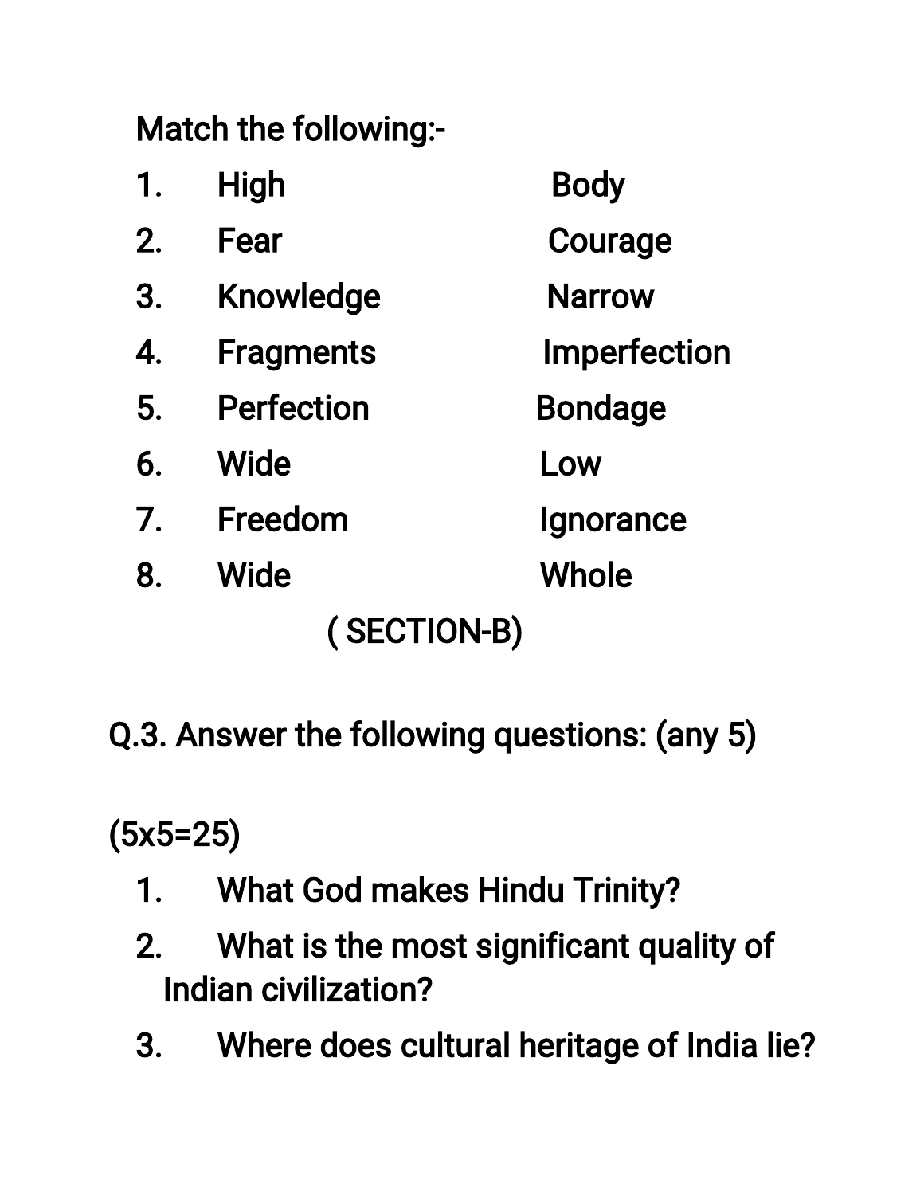Match the following:-

| | | |
|---|---|---|
| 1. | High | Body |
| 2. | Fear | Courage |
| 3. | Knowledge | Narrow |
| 4. | Fragments | Imperfection |
| 5. | Perfection | Bondage |
| 6. | Wide | Low |
| 7. | Freedom | Ignorance |
| 8. | Wide | Whole |

## ( SECTION-B)

Q.3. Answer the following questions: (any 5)

(5x5=25)

1. What God makes Hindu Trinity?
2. What is the most significant quality of Indian civilization?
3. Where does cultural heritage of India lie?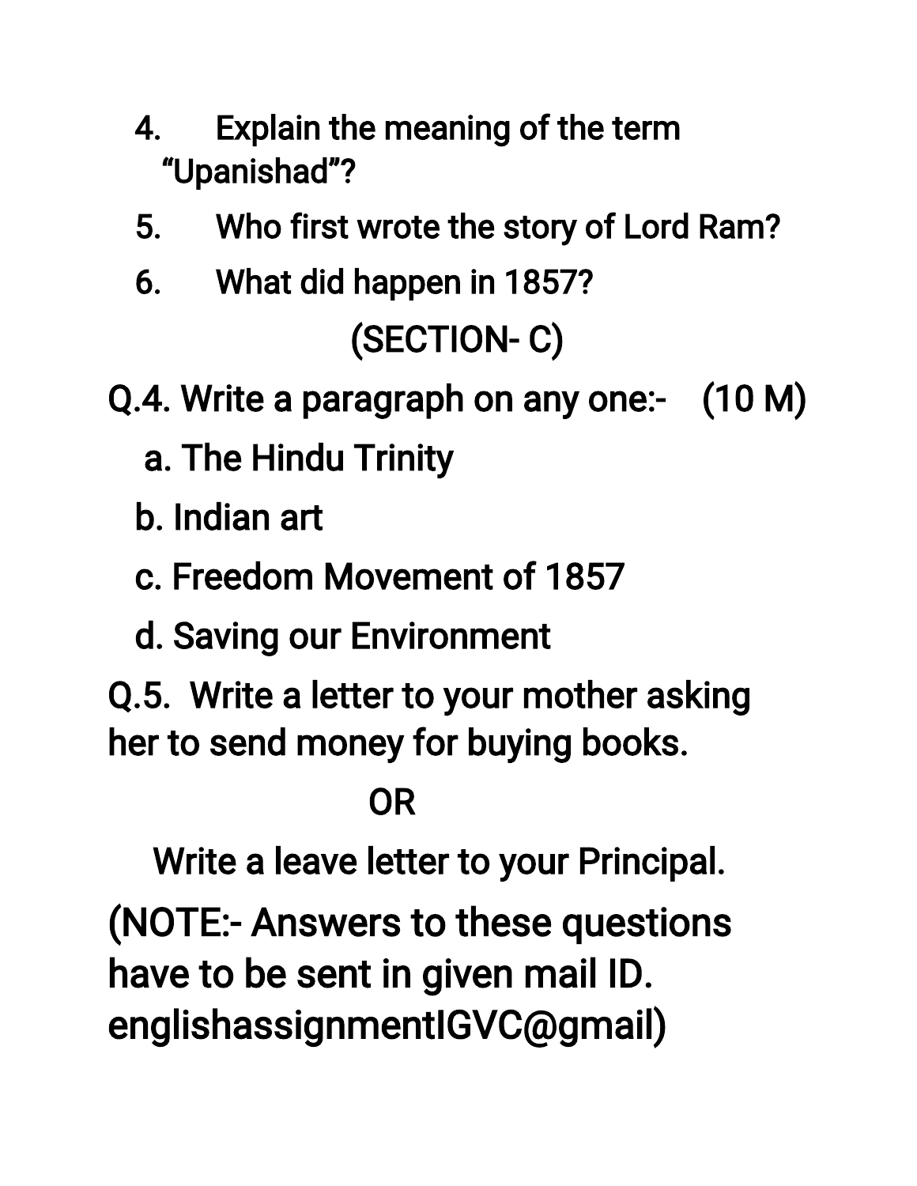4. Explain the meaning of the term "Upanishad"?
5. Who first wrote the story of Lord Ram?
6. What did happen in 1857?

## (SECTION- C)

Q.4. Write a paragraph on any one:- (10 M)

a. The Hindu Trinity

b. Indian art

c. Freedom Movement of 1857

d. Saving our Environment

Q.5. Write a letter to your mother asking her to send money for buying books.

OR

Write a leave letter to your Principal.

(NOTE:- Answers to these questions have to be sent in given mail ID. englishassignmentIGVC@gmail)